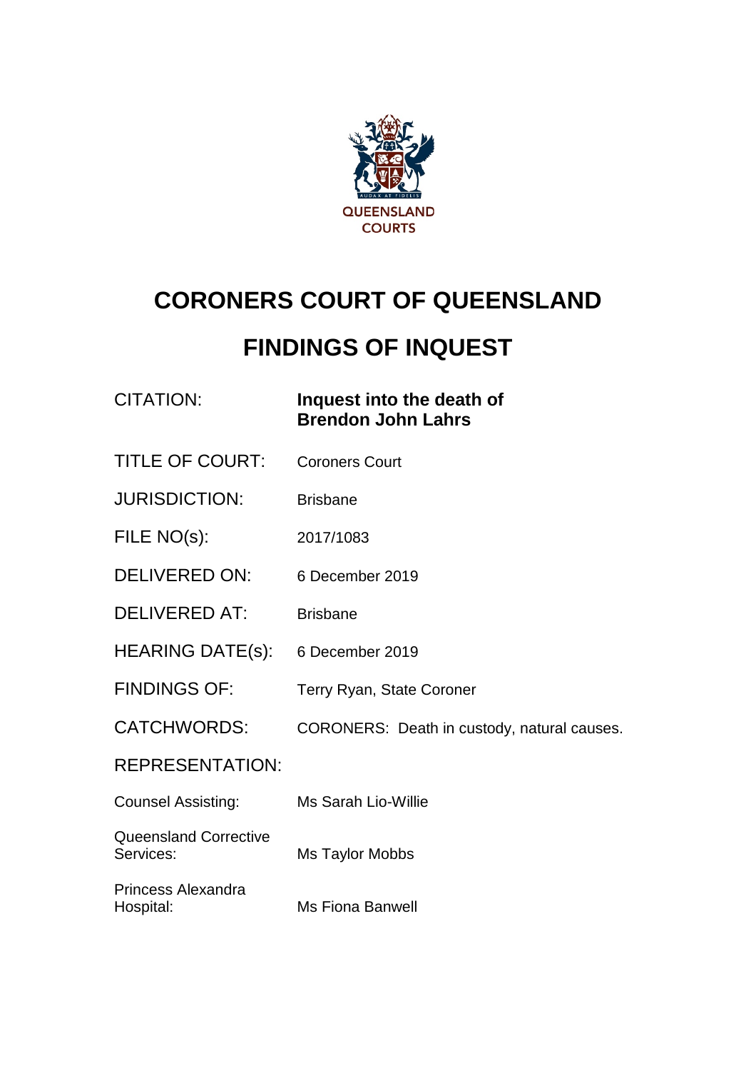QUEENSLAND COURTS

# CORONERS COURT OF QUEENSLAND

# FINDINGS OF INQUEST

| | |
|---|---|
| CITATION: | **Inquest into the death of Brendon John Lahrs** |
| TITLE OF COURT: | Coroners Court |
| JURISDICTION: | Brisbane |
| FILE NO(s): | 2017/1083 |
| DELIVERED ON: | 6 December 2019 |
| DELIVERED AT: | Brisbane |
| HEARING DATE(s): | 6 December 2019 |
| FINDINGS OF: | Terry Ryan, State Coroner |
| CATCHWORDS: | CORONERS: Death in custody, natural causes. |

REPRESENTATION:

| | |
|---|---|
| Counsel Assisting: | Ms Sarah Lio-Willie |
| Queensland Corrective Services: | Ms Taylor Mobbs |
| Princess Alexandra Hospital: | Ms Fiona Banwell |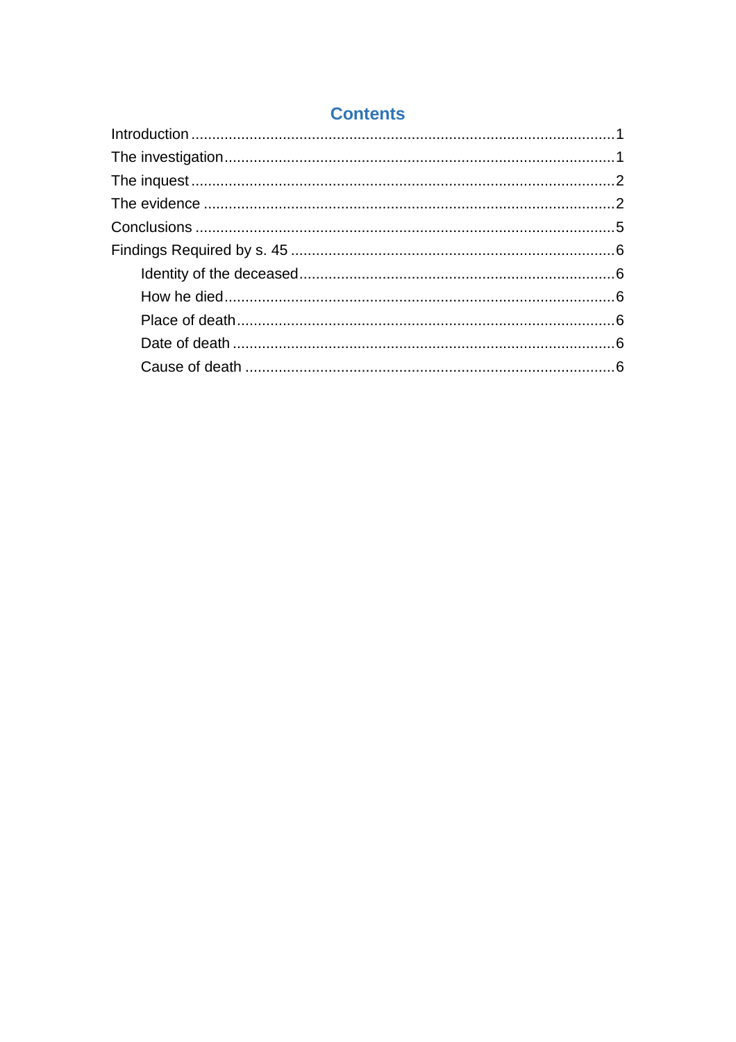## Contents

Introduction .....1
The investigation .....1
The inquest .....2
The evidence .....2
Conclusions .....5
Findings Required by s. 45 .....6
- Identity of the deceased .....6
- How he died .....6
- Place of death .....6
- Date of death .....6
- Cause of death .....6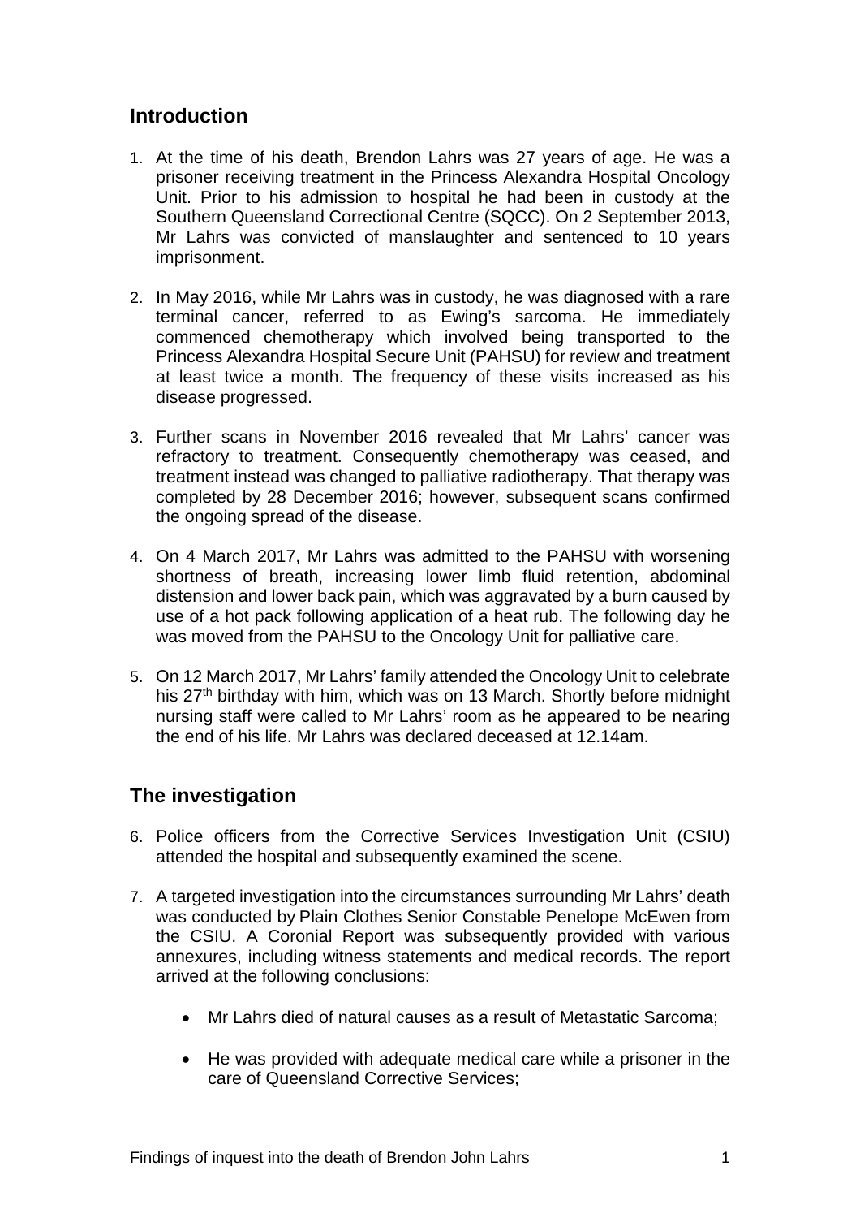## Introduction

1. At the time of his death, Brendon Lahrs was 27 years of age. He was a prisoner receiving treatment in the Princess Alexandra Hospital Oncology Unit. Prior to his admission to hospital he had been in custody at the Southern Queensland Correctional Centre (SQCC). On 2 September 2013, Mr Lahrs was convicted of manslaughter and sentenced to 10 years imprisonment.

2. In May 2016, while Mr Lahrs was in custody, he was diagnosed with a rare terminal cancer, referred to as Ewing's sarcoma. He immediately commenced chemotherapy which involved being transported to the Princess Alexandra Hospital Secure Unit (PAHSU) for review and treatment at least twice a month. The frequency of these visits increased as his disease progressed.

3. Further scans in November 2016 revealed that Mr Lahrs' cancer was refractory to treatment. Consequently chemotherapy was ceased, and treatment instead was changed to palliative radiotherapy. That therapy was completed by 28 December 2016; however, subsequent scans confirmed the ongoing spread of the disease.

4. On 4 March 2017, Mr Lahrs was admitted to the PAHSU with worsening shortness of breath, increasing lower limb fluid retention, abdominal distension and lower back pain, which was aggravated by a burn caused by use of a hot pack following application of a heat rub. The following day he was moved from the PAHSU to the Oncology Unit for palliative care.

5. On 12 March 2017, Mr Lahrs' family attended the Oncology Unit to celebrate his 27th birthday with him, which was on 13 March. Shortly before midnight nursing staff were called to Mr Lahrs' room as he appeared to be nearing the end of his life. Mr Lahrs was declared deceased at 12.14am.

## The investigation

6. Police officers from the Corrective Services Investigation Unit (CSIU) attended the hospital and subsequently examined the scene.

7. A targeted investigation into the circumstances surrounding Mr Lahrs' death was conducted by Plain Clothes Senior Constable Penelope McEwen from the CSIU. A Coronial Report was subsequently provided with various annexures, including witness statements and medical records. The report arrived at the following conclusions:

   - Mr Lahrs died of natural causes as a result of Metastatic Sarcoma;

   - He was provided with adequate medical care while a prisoner in the care of Queensland Corrective Services;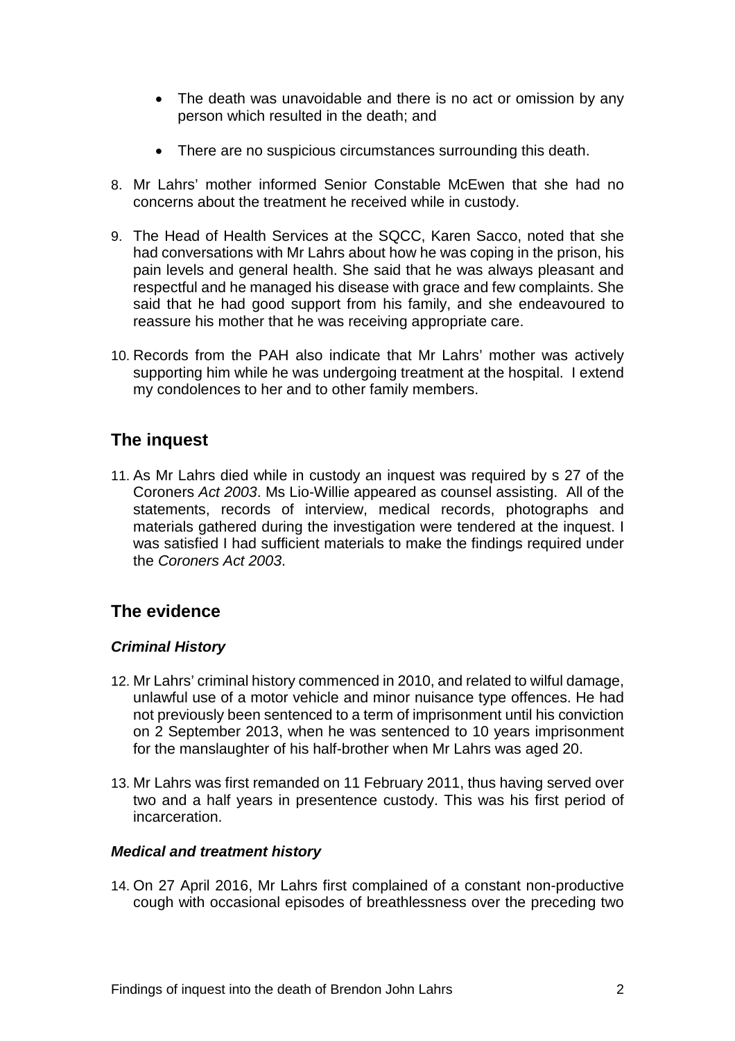- The death was unavoidable and there is no act or omission by any person which resulted in the death; and
- There are no suspicious circumstances surrounding this death.

8. Mr Lahrs' mother informed Senior Constable McEwen that she had no concerns about the treatment he received while in custody.

9. The Head of Health Services at the SQCC, Karen Sacco, noted that she had conversations with Mr Lahrs about how he was coping in the prison, his pain levels and general health. She said that he was always pleasant and respectful and he managed his disease with grace and few complaints. She said that he had good support from his family, and she endeavoured to reassure his mother that he was receiving appropriate care.

10. Records from the PAH also indicate that Mr Lahrs' mother was actively supporting him while he was undergoing treatment at the hospital. I extend my condolences to her and to other family members.

## The inquest

11. As Mr Lahrs died while in custody an inquest was required by s 27 of the Coroners *Act 2003*. Ms Lio-Willie appeared as counsel assisting. All of the statements, records of interview, medical records, photographs and materials gathered during the investigation were tendered at the inquest. I was satisfied I had sufficient materials to make the findings required under the *Coroners Act 2003*.

## The evidence

### *Criminal History*

12. Mr Lahrs' criminal history commenced in 2010, and related to wilful damage, unlawful use of a motor vehicle and minor nuisance type offences. He had not previously been sentenced to a term of imprisonment until his conviction on 2 September 2013, when he was sentenced to 10 years imprisonment for the manslaughter of his half-brother when Mr Lahrs was aged 20.

13. Mr Lahrs was first remanded on 11 February 2011, thus having served over two and a half years in presentence custody. This was his first period of incarceration.

### *Medical and treatment history*

14. On 27 April 2016, Mr Lahrs first complained of a constant non-productive cough with occasional episodes of breathlessness over the preceding two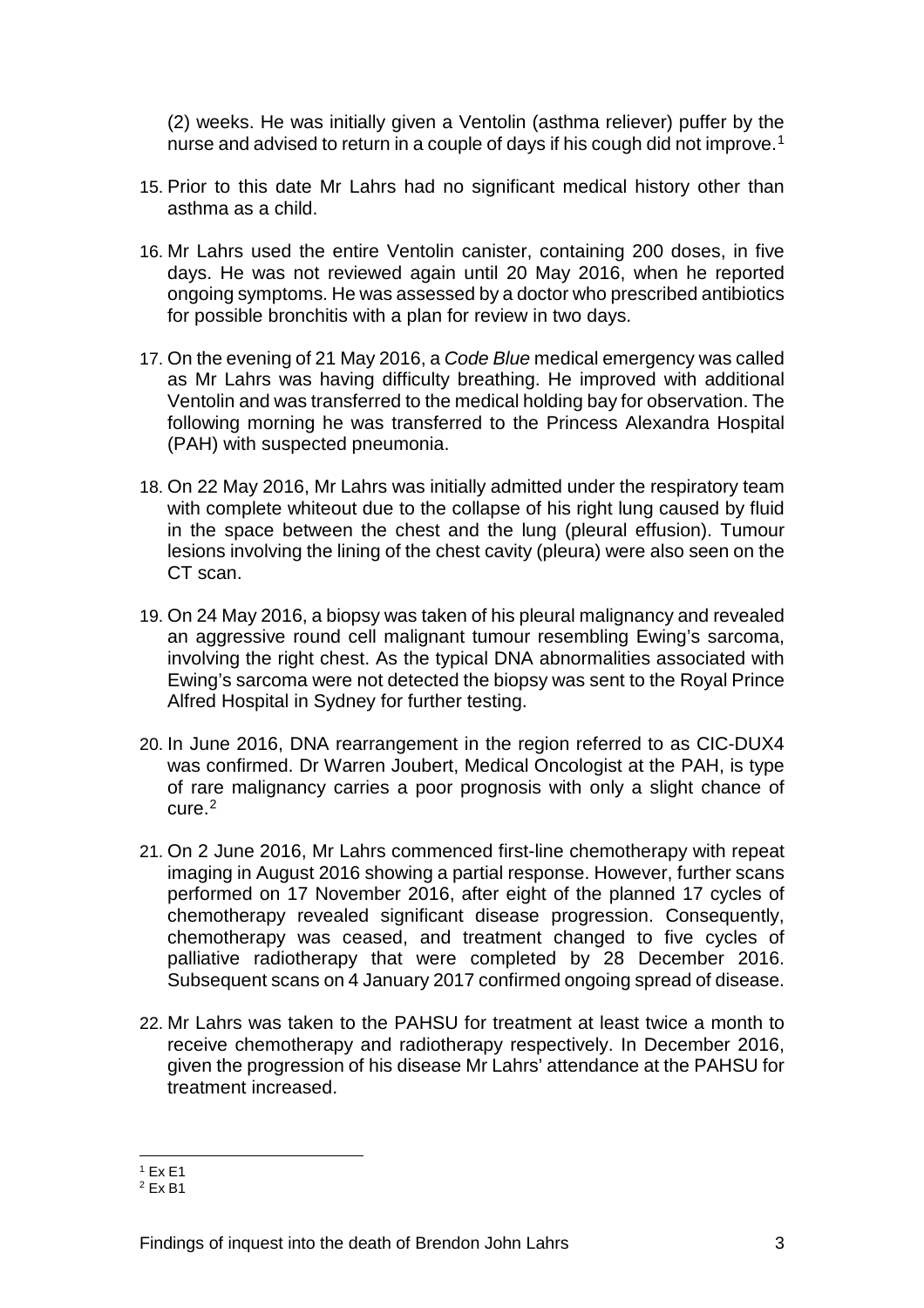(2) weeks. He was initially given a Ventolin (asthma reliever) puffer by the nurse and advised to return in a couple of days if his cough did not improve.[1]

15. Prior to this date Mr Lahrs had no significant medical history other than asthma as a child.

16. Mr Lahrs used the entire Ventolin canister, containing 200 doses, in five days. He was not reviewed again until 20 May 2016, when he reported ongoing symptoms. He was assessed by a doctor who prescribed antibiotics for possible bronchitis with a plan for review in two days.

17. On the evening of 21 May 2016, a *Code Blue* medical emergency was called as Mr Lahrs was having difficulty breathing. He improved with additional Ventolin and was transferred to the medical holding bay for observation. The following morning he was transferred to the Princess Alexandra Hospital (PAH) with suspected pneumonia.

18. On 22 May 2016, Mr Lahrs was initially admitted under the respiratory team with complete whiteout due to the collapse of his right lung caused by fluid in the space between the chest and the lung (pleural effusion). Tumour lesions involving the lining of the chest cavity (pleura) were also seen on the CT scan.

19. On 24 May 2016, a biopsy was taken of his pleural malignancy and revealed an aggressive round cell malignant tumour resembling Ewing's sarcoma, involving the right chest. As the typical DNA abnormalities associated with Ewing's sarcoma were not detected the biopsy was sent to the Royal Prince Alfred Hospital in Sydney for further testing.

20. In June 2016, DNA rearrangement in the region referred to as CIC-DUX4 was confirmed. Dr Warren Joubert, Medical Oncologist at the PAH, is type of rare malignancy carries a poor prognosis with only a slight chance of cure.[2]

21. On 2 June 2016, Mr Lahrs commenced first-line chemotherapy with repeat imaging in August 2016 showing a partial response. However, further scans performed on 17 November 2016, after eight of the planned 17 cycles of chemotherapy revealed significant disease progression. Consequently, chemotherapy was ceased, and treatment changed to five cycles of palliative radiotherapy that were completed by 28 December 2016. Subsequent scans on 4 January 2017 confirmed ongoing spread of disease.

22. Mr Lahrs was taken to the PAHSU for treatment at least twice a month to receive chemotherapy and radiotherapy respectively. In December 2016, given the progression of his disease Mr Lahrs' attendance at the PAHSU for treatment increased.

---

[1] Ex E1

[2] Ex B1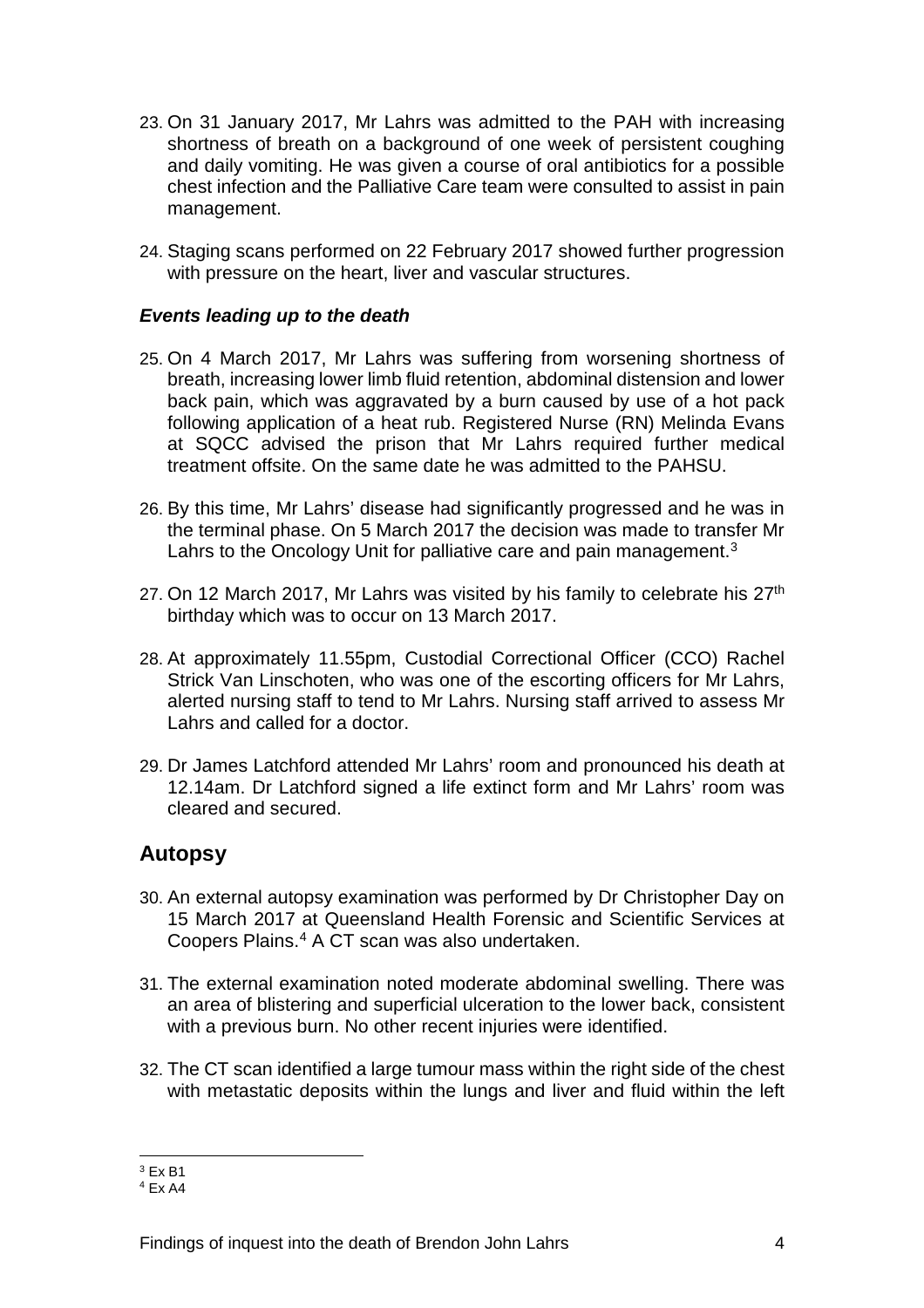23. On 31 January 2017, Mr Lahrs was admitted to the PAH with increasing shortness of breath on a background of one week of persistent coughing and daily vomiting. He was given a course of oral antibiotics for a possible chest infection and the Palliative Care team were consulted to assist in pain management.

24. Staging scans performed on 22 February 2017 showed further progression with pressure on the heart, liver and vascular structures.

### *Events leading up to the death*

25. On 4 March 2017, Mr Lahrs was suffering from worsening shortness of breath, increasing lower limb fluid retention, abdominal distension and lower back pain, which was aggravated by a burn caused by use of a hot pack following application of a heat rub. Registered Nurse (RN) Melinda Evans at SQCC advised the prison that Mr Lahrs required further medical treatment offsite. On the same date he was admitted to the PAHSU.

26. By this time, Mr Lahrs' disease had significantly progressed and he was in the terminal phase. On 5 March 2017 the decision was made to transfer Mr Lahrs to the Oncology Unit for palliative care and pain management.[3]

27. On 12 March 2017, Mr Lahrs was visited by his family to celebrate his 27th birthday which was to occur on 13 March 2017.

28. At approximately 11.55pm, Custodial Correctional Officer (CCO) Rachel Strick Van Linschoten, who was one of the escorting officers for Mr Lahrs, alerted nursing staff to tend to Mr Lahrs. Nursing staff arrived to assess Mr Lahrs and called for a doctor.

29. Dr James Latchford attended Mr Lahrs' room and pronounced his death at 12.14am. Dr Latchford signed a life extinct form and Mr Lahrs' room was cleared and secured.

## Autopsy

30. An external autopsy examination was performed by Dr Christopher Day on 15 March 2017 at Queensland Health Forensic and Scientific Services at Coopers Plains.[4] A CT scan was also undertaken.

31. The external examination noted moderate abdominal swelling. There was an area of blistering and superficial ulceration to the lower back, consistent with a previous burn. No other recent injuries were identified.

32. The CT scan identified a large tumour mass within the right side of the chest with metastatic deposits within the lungs and liver and fluid within the left

---

[3] Ex B1

[4] Ex A4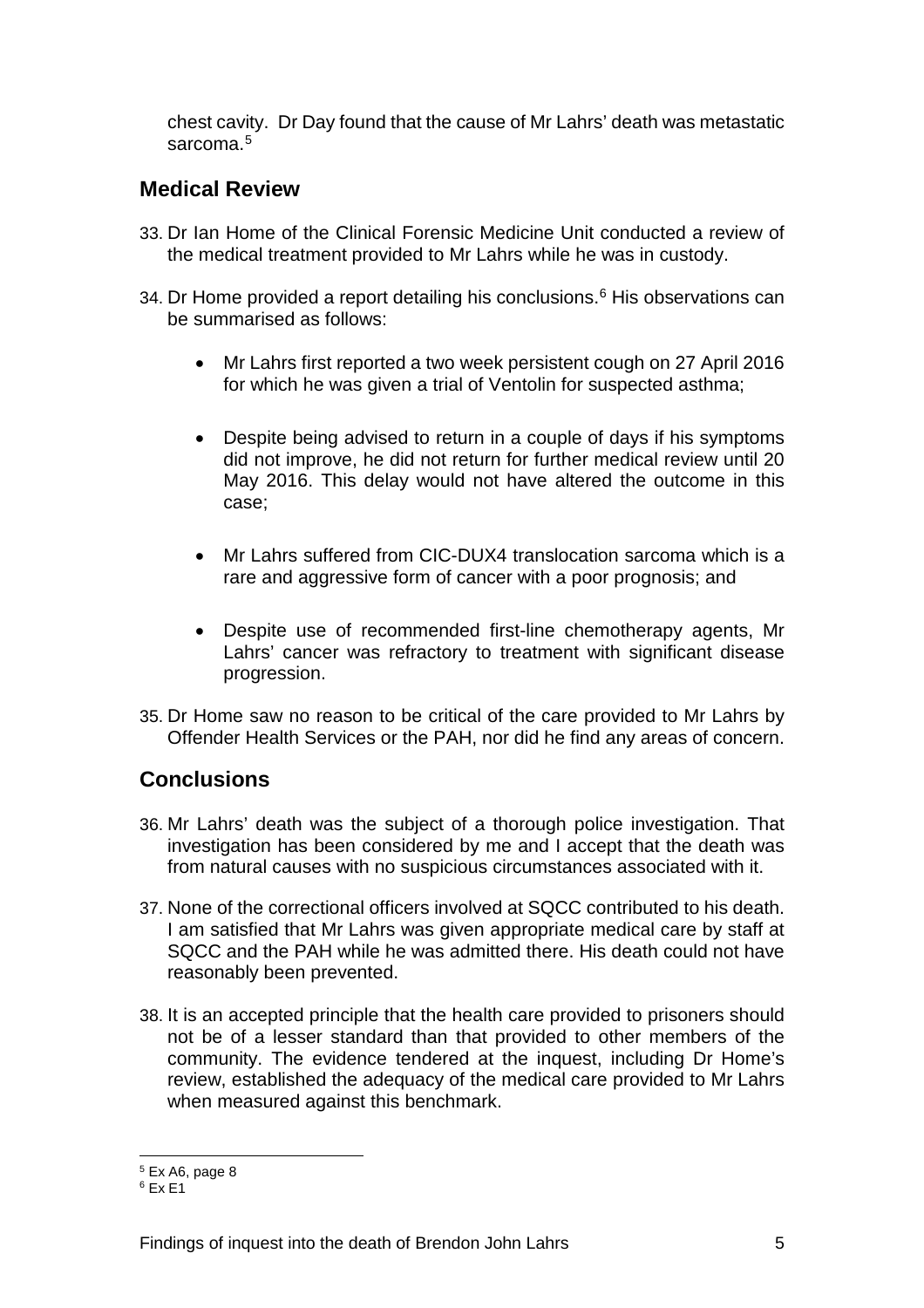chest cavity. Dr Day found that the cause of Mr Lahrs' death was metastatic sarcoma.[5]

## Medical Review

33. Dr Ian Home of the Clinical Forensic Medicine Unit conducted a review of the medical treatment provided to Mr Lahrs while he was in custody.

34. Dr Home provided a report detailing his conclusions.[6] His observations can be summarised as follows:

    - Mr Lahrs first reported a two week persistent cough on 27 April 2016 for which he was given a trial of Ventolin for suspected asthma;

    - Despite being advised to return in a couple of days if his symptoms did not improve, he did not return for further medical review until 20 May 2016. This delay would not have altered the outcome in this case;

    - Mr Lahrs suffered from CIC-DUX4 translocation sarcoma which is a rare and aggressive form of cancer with a poor prognosis; and

    - Despite use of recommended first-line chemotherapy agents, Mr Lahrs' cancer was refractory to treatment with significant disease progression.

35. Dr Home saw no reason to be critical of the care provided to Mr Lahrs by Offender Health Services or the PAH, nor did he find any areas of concern.

## Conclusions

36. Mr Lahrs' death was the subject of a thorough police investigation. That investigation has been considered by me and I accept that the death was from natural causes with no suspicious circumstances associated with it.

37. None of the correctional officers involved at SQCC contributed to his death. I am satisfied that Mr Lahrs was given appropriate medical care by staff at SQCC and the PAH while he was admitted there. His death could not have reasonably been prevented.

38. It is an accepted principle that the health care provided to prisoners should not be of a lesser standard than that provided to other members of the community. The evidence tendered at the inquest, including Dr Home's review, established the adequacy of the medical care provided to Mr Lahrs when measured against this benchmark.

---

[5] Ex A6, page 8

[6] Ex E1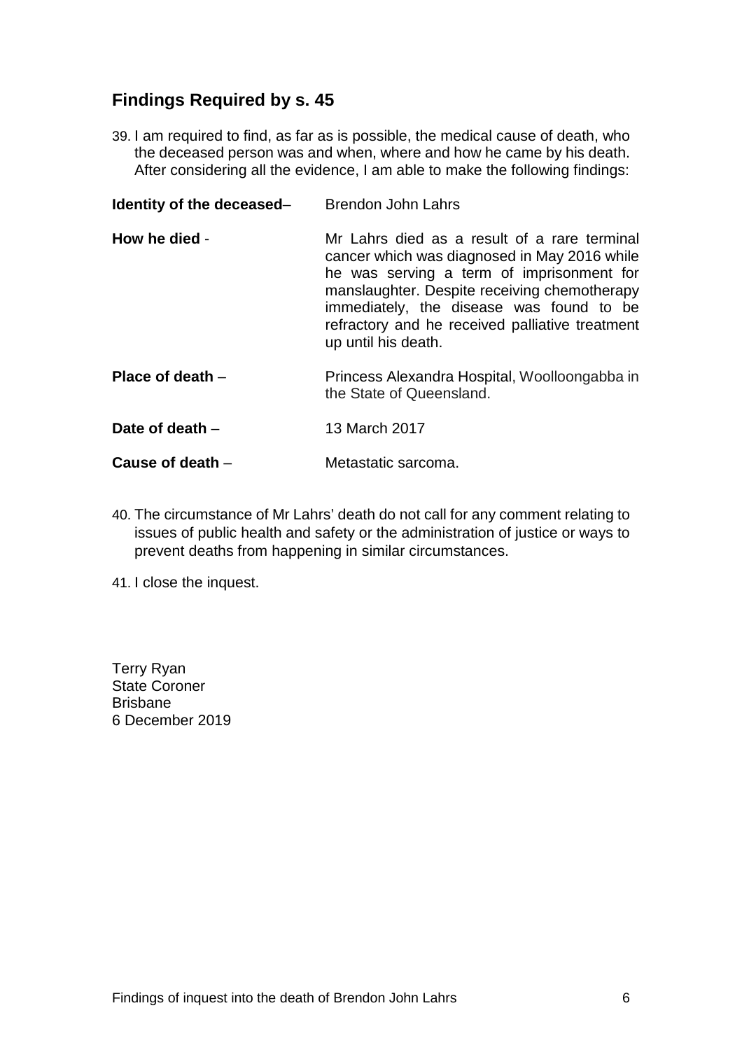## Findings Required by s. 45

39. I am required to find, as far as is possible, the medical cause of death, who the deceased person was and when, where and how he came by his death. After considering all the evidence, I am able to make the following findings:

| | |
|---|---|
| **Identity of the deceased**– | Brendon John Lahrs |
| **How he died** - | Mr Lahrs died as a result of a rare terminal cancer which was diagnosed in May 2016 while he was serving a term of imprisonment for manslaughter. Despite receiving chemotherapy immediately, the disease was found to be refractory and he received palliative treatment up until his death. |
| **Place of death** – | Princess Alexandra Hospital, Woolloongabba in the State of Queensland. |
| **Date of death** – | 13 March 2017 |
| **Cause of death** – | Metastatic sarcoma. |

40. The circumstance of Mr Lahrs' death do not call for any comment relating to issues of public health and safety or the administration of justice or ways to prevent deaths from happening in similar circumstances.

41. I close the inquest.

Terry Ryan
State Coroner
Brisbane
6 December 2019